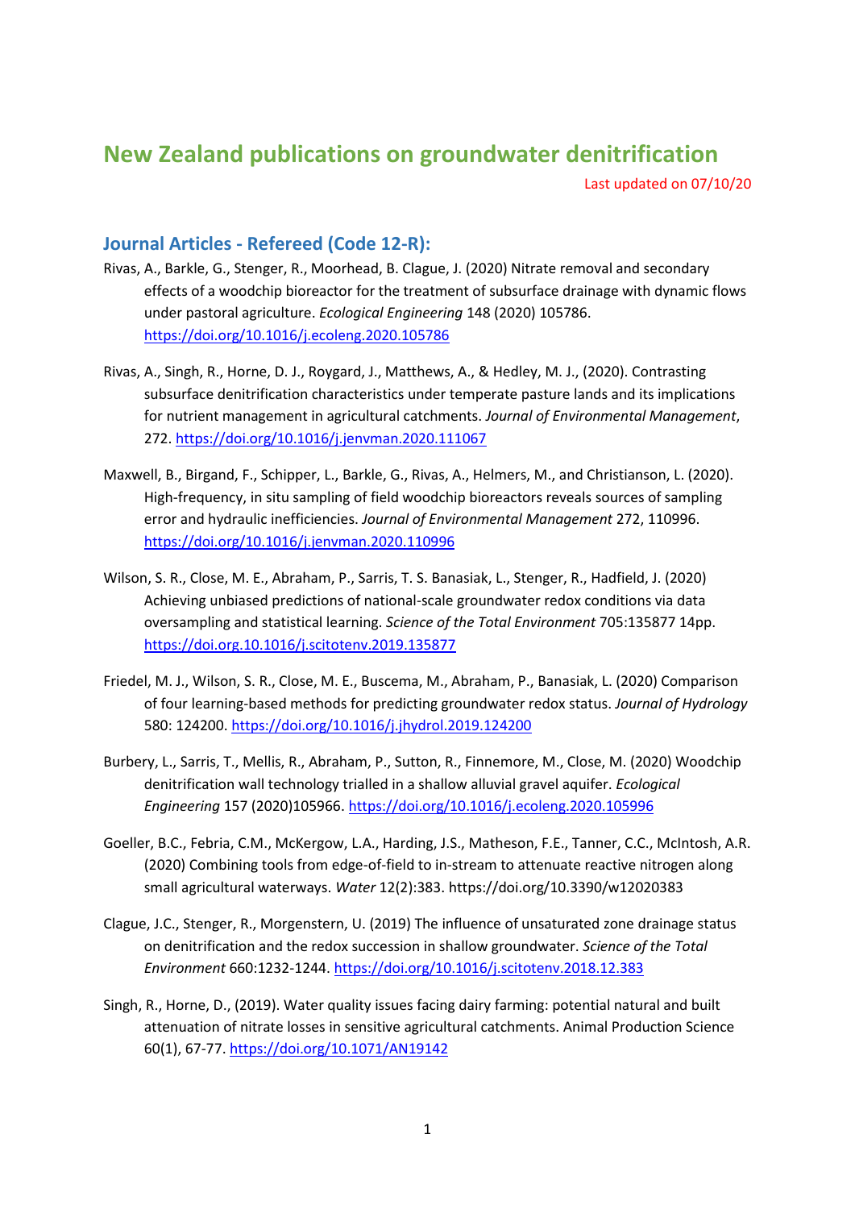# New Zealand publications on groundwater denitrification

Last updated on 07/10/20

## Journal Articles - Refereed (Code 12-R):

Rivas, A., Barkle, G., Stenger, R., Moorhead, B. Clague, J. (2020) Nitrate removal and secondary effects of a woodchip bioreactor for the treatment of subsurface drainage with dynamic flows under pastoral agriculture. *Ecological Engineering* 148 (2020) 105786. https://doi.org/10.1016/j.ecoleng.2020.105786

Rivas, A., Singh, R., Horne, D. J., Roygard, J., Matthews, A., & Hedley, M. J., (2020). Contrasting subsurface denitrification characteristics under temperate pasture lands and its implications for nutrient management in agricultural catchments. *Journal of Environmental Management*, 272. https://doi.org/10.1016/j.jenvman.2020.111067

Maxwell, B., Birgand, F., Schipper, L., Barkle, G., Rivas, A., Helmers, M., and Christianson, L. (2020). High-frequency, in situ sampling of field woodchip bioreactors reveals sources of sampling error and hydraulic inefficiencies. *Journal of Environmental Management* 272, 110996. https://doi.org/10.1016/j.jenvman.2020.110996

Wilson, S. R., Close, M. E., Abraham, P., Sarris, T. S. Banasiak, L., Stenger, R., Hadfield, J. (2020) Achieving unbiased predictions of national-scale groundwater redox conditions via data oversampling and statistical learning. *Science of the Total Environment* 705:135877 14pp. https://doi.org.10.1016/j.scitotenv.2019.135877

Friedel, M. J., Wilson, S. R., Close, M. E., Buscema, M., Abraham, P., Banasiak, L. (2020) Comparison of four learning-based methods for predicting groundwater redox status. *Journal of Hydrology* 580: 124200. https://doi.org/10.1016/j.jhydrol.2019.124200

Burbery, L., Sarris, T., Mellis, R., Abraham, P., Sutton, R., Finnemore, M., Close, M. (2020) Woodchip denitrification wall technology trialled in a shallow alluvial gravel aquifer. *Ecological Engineering* 157 (2020)105966. https://doi.org/10.1016/j.ecoleng.2020.105996

Goeller, B.C., Febria, C.M., McKergow, L.A., Harding, J.S., Matheson, F.E., Tanner, C.C., McIntosh, A.R. (2020) Combining tools from edge-of-field to in-stream to attenuate reactive nitrogen along small agricultural waterways. *Water* 12(2):383. https://doi.org/10.3390/w12020383

Clague, J.C., Stenger, R., Morgenstern, U. (2019) The influence of unsaturated zone drainage status on denitrification and the redox succession in shallow groundwater. *Science of the Total Environment* 660:1232-1244. https://doi.org/10.1016/j.scitotenv.2018.12.383

Singh, R., Horne, D., (2019). Water quality issues facing dairy farming: potential natural and built attenuation of nitrate losses in sensitive agricultural catchments. Animal Production Science 60(1), 67-77. https://doi.org/10.1071/AN19142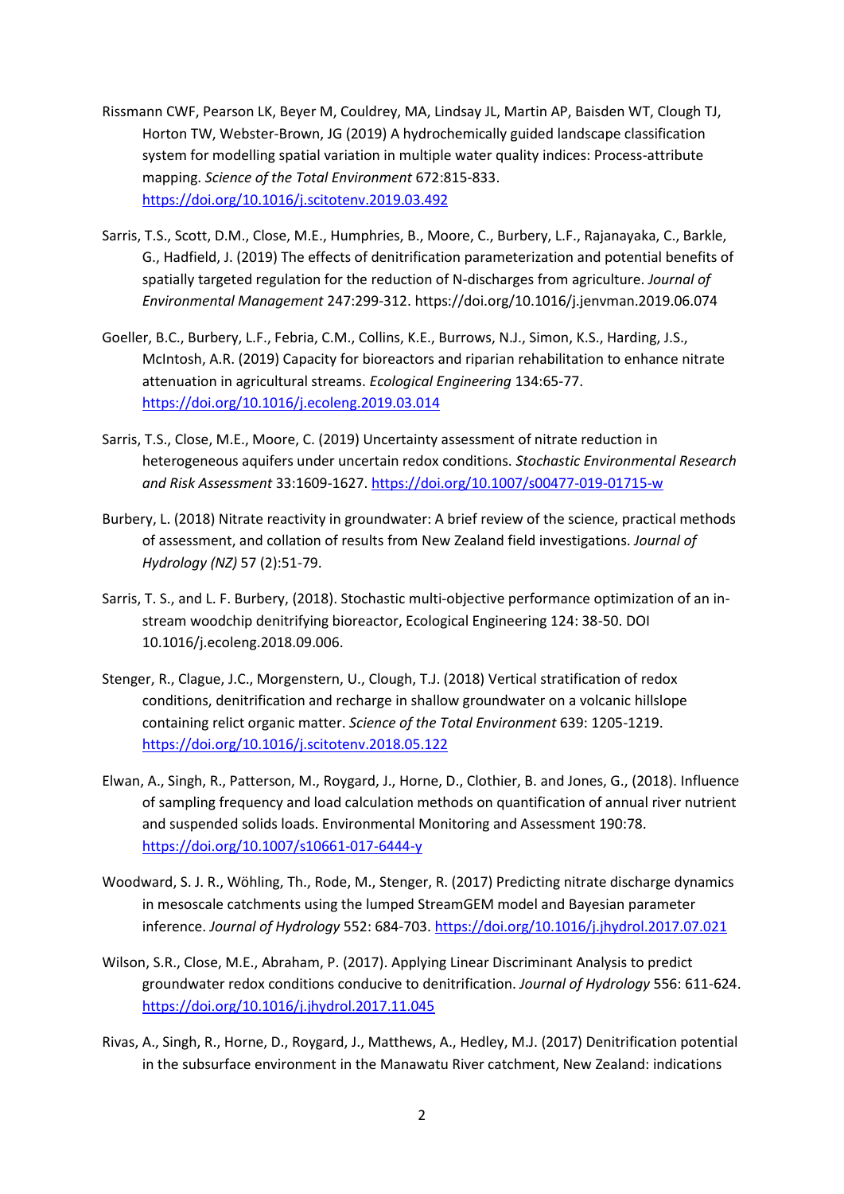Rissmann CWF, Pearson LK, Beyer M, Couldrey, MA, Lindsay JL, Martin AP, Baisden WT, Clough TJ, Horton TW, Webster-Brown, JG (2019) A hydrochemically guided landscape classification system for modelling spatial variation in multiple water quality indices: Process-attribute mapping. *Science of the Total Environment* 672:815-833. https://doi.org/10.1016/j.scitotenv.2019.03.492

Sarris, T.S., Scott, D.M., Close, M.E., Humphries, B., Moore, C., Burbery, L.F., Rajanayaka, C., Barkle, G., Hadfield, J. (2019) The effects of denitrification parameterization and potential benefits of spatially targeted regulation for the reduction of N-discharges from agriculture. *Journal of Environmental Management* 247:299-312. https://doi.org/10.1016/j.jenvman.2019.06.074

Goeller, B.C., Burbery, L.F., Febria, C.M., Collins, K.E., Burrows, N.J., Simon, K.S., Harding, J.S., McIntosh, A.R. (2019) Capacity for bioreactors and riparian rehabilitation to enhance nitrate attenuation in agricultural streams. *Ecological Engineering* 134:65-77. https://doi.org/10.1016/j.ecoleng.2019.03.014

Sarris, T.S., Close, M.E., Moore, C. (2019) Uncertainty assessment of nitrate reduction in heterogeneous aquifers under uncertain redox conditions. *Stochastic Environmental Research and Risk Assessment* 33:1609-1627. https://doi.org/10.1007/s00477-019-01715-w

Burbery, L. (2018) Nitrate reactivity in groundwater: A brief review of the science, practical methods of assessment, and collation of results from New Zealand field investigations. *Journal of Hydrology (NZ)* 57 (2):51-79.

Sarris, T. S., and L. F. Burbery, (2018). Stochastic multi-objective performance optimization of an in-stream woodchip denitrifying bioreactor, Ecological Engineering 124: 38-50. DOI 10.1016/j.ecoleng.2018.09.006.

Stenger, R., Clague, J.C., Morgenstern, U., Clough, T.J. (2018) Vertical stratification of redox conditions, denitrification and recharge in shallow groundwater on a volcanic hillslope containing relict organic matter. *Science of the Total Environment* 639: 1205-1219. https://doi.org/10.1016/j.scitotenv.2018.05.122

Elwan, A., Singh, R., Patterson, M., Roygard, J., Horne, D., Clothier, B. and Jones, G., (2018). Influence of sampling frequency and load calculation methods on quantification of annual river nutrient and suspended solids loads. Environmental Monitoring and Assessment 190:78. https://doi.org/10.1007/s10661-017-6444-y

Woodward, S. J. R., Wöhling, Th., Rode, M., Stenger, R. (2017) Predicting nitrate discharge dynamics in mesoscale catchments using the lumped StreamGEM model and Bayesian parameter inference. *Journal of Hydrology* 552: 684-703. https://doi.org/10.1016/j.jhydrol.2017.07.021

Wilson, S.R., Close, M.E., Abraham, P. (2017). Applying Linear Discriminant Analysis to predict groundwater redox conditions conducive to denitrification. *Journal of Hydrology* 556: 611-624. https://doi.org/10.1016/j.jhydrol.2017.11.045

Rivas, A., Singh, R., Horne, D., Roygard, J., Matthews, A., Hedley, M.J. (2017) Denitrification potential in the subsurface environment in the Manawatu River catchment, New Zealand: indications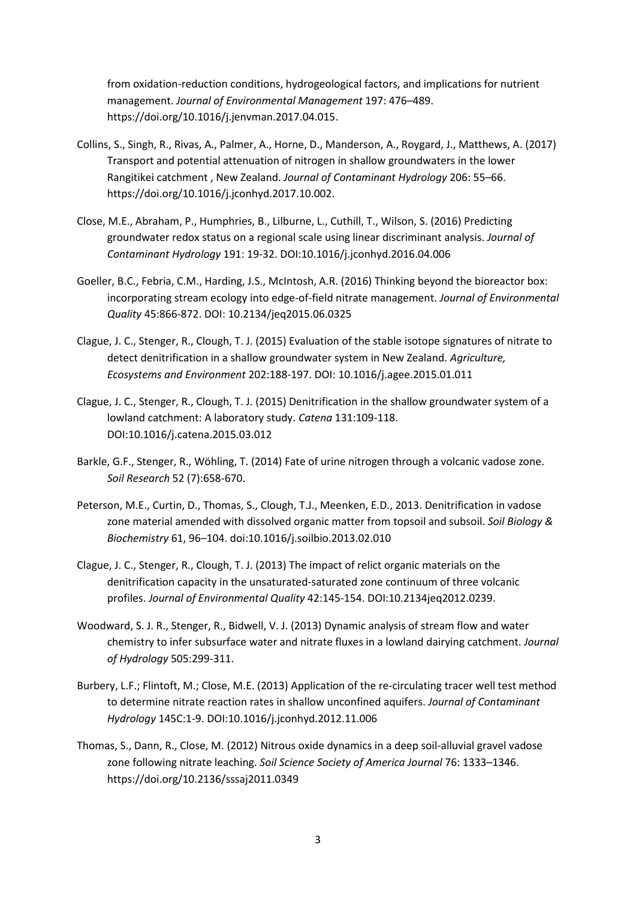from oxidation-reduction conditions, hydrogeological factors, and implications for nutrient management. *Journal of Environmental Management* 197: 476–489. https://doi.org/10.1016/j.jenvman.2017.04.015.

Collins, S., Singh, R., Rivas, A., Palmer, A., Horne, D., Manderson, A., Roygard, J., Matthews, A. (2017) Transport and potential attenuation of nitrogen in shallow groundwaters in the lower Rangitikei catchment , New Zealand. *Journal of Contaminant Hydrology* 206: 55–66. https://doi.org/10.1016/j.jconhyd.2017.10.002.

Close, M.E., Abraham, P., Humphries, B., Lilburne, L., Cuthill, T., Wilson, S. (2016) Predicting groundwater redox status on a regional scale using linear discriminant analysis. *Journal of Contaminant Hydrology* 191: 19-32. DOI:10.1016/j.jconhyd.2016.04.006

Goeller, B.C., Febria, C.M., Harding, J.S., McIntosh, A.R. (2016) Thinking beyond the bioreactor box: incorporating stream ecology into edge-of-field nitrate management. *Journal of Environmental Quality* 45:866-872. DOI: 10.2134/jeq2015.06.0325

Clague, J. C., Stenger, R., Clough, T. J. (2015) Evaluation of the stable isotope signatures of nitrate to detect denitrification in a shallow groundwater system in New Zealand. *Agriculture, Ecosystems and Environment* 202:188-197. DOI: 10.1016/j.agee.2015.01.011

Clague, J. C., Stenger, R., Clough, T. J. (2015) Denitrification in the shallow groundwater system of a lowland catchment: A laboratory study. *Catena* 131:109-118. DOI:10.1016/j.catena.2015.03.012

Barkle, G.F., Stenger, R., Wöhling, T. (2014) Fate of urine nitrogen through a volcanic vadose zone. *Soil Research* 52 (7):658-670.

Peterson, M.E., Curtin, D., Thomas, S., Clough, T.J., Meenken, E.D., 2013. Denitrification in vadose zone material amended with dissolved organic matter from topsoil and subsoil. *Soil Biology & Biochemistry* 61, 96–104. doi:10.1016/j.soilbio.2013.02.010

Clague, J. C., Stenger, R., Clough, T. J. (2013) The impact of relict organic materials on the denitrification capacity in the unsaturated-saturated zone continuum of three volcanic profiles. *Journal of Environmental Quality* 42:145-154. DOI:10.2134jeq2012.0239.

Woodward, S. J. R., Stenger, R., Bidwell, V. J. (2013) Dynamic analysis of stream flow and water chemistry to infer subsurface water and nitrate fluxes in a lowland dairying catchment. *Journal of Hydrology* 505:299-311.

Burbery, L.F.; Flintoft, M.; Close, M.E. (2013) Application of the re-circulating tracer well test method to determine nitrate reaction rates in shallow unconfined aquifers. *Journal of Contaminant Hydrology* 145C:1-9. DOI:10.1016/j.jconhyd.2012.11.006

Thomas, S., Dann, R., Close, M. (2012) Nitrous oxide dynamics in a deep soil-alluvial gravel vadose zone following nitrate leaching. *Soil Science Society of America Journal* 76: 1333–1346. https://doi.org/10.2136/sssaj2011.0349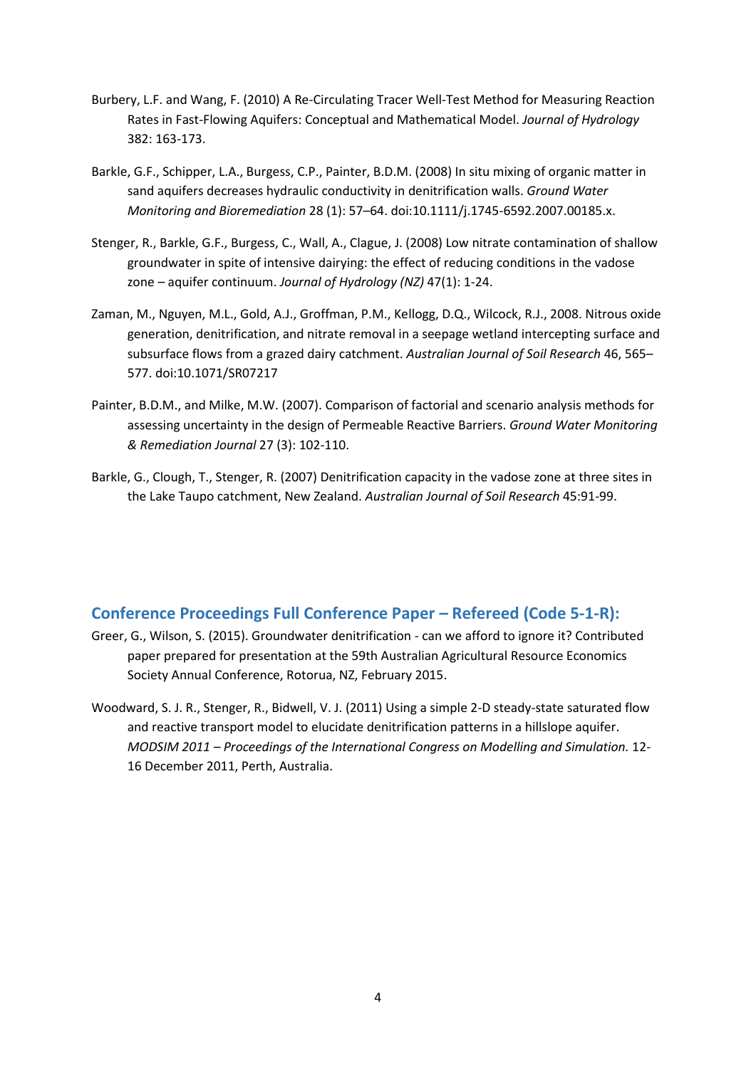Burbery, L.F. and Wang, F. (2010) A Re-Circulating Tracer Well-Test Method for Measuring Reaction Rates in Fast-Flowing Aquifers: Conceptual and Mathematical Model. *Journal of Hydrology* 382: 163-173.

Barkle, G.F., Schipper, L.A., Burgess, C.P., Painter, B.D.M. (2008) In situ mixing of organic matter in sand aquifers decreases hydraulic conductivity in denitrification walls. *Ground Water Monitoring and Bioremediation* 28 (1): 57–64. doi:10.1111/j.1745-6592.2007.00185.x.

Stenger, R., Barkle, G.F., Burgess, C., Wall, A., Clague, J. (2008) Low nitrate contamination of shallow groundwater in spite of intensive dairying: the effect of reducing conditions in the vadose zone – aquifer continuum. *Journal of Hydrology (NZ)* 47(1): 1-24.

Zaman, M., Nguyen, M.L., Gold, A.J., Groffman, P.M., Kellogg, D.Q., Wilcock, R.J., 2008. Nitrous oxide generation, denitrification, and nitrate removal in a seepage wetland intercepting surface and subsurface flows from a grazed dairy catchment. *Australian Journal of Soil Research* 46, 565–577. doi:10.1071/SR07217

Painter, B.D.M., and Milke, M.W. (2007). Comparison of factorial and scenario analysis methods for assessing uncertainty in the design of Permeable Reactive Barriers. *Ground Water Monitoring & Remediation Journal* 27 (3): 102-110.

Barkle, G., Clough, T., Stenger, R. (2007) Denitrification capacity in the vadose zone at three sites in the Lake Taupo catchment, New Zealand. *Australian Journal of Soil Research* 45:91-99.

## Conference Proceedings Full Conference Paper – Refereed (Code 5-1-R):

Greer, G., Wilson, S. (2015). Groundwater denitrification - can we afford to ignore it? Contributed paper prepared for presentation at the 59th Australian Agricultural Resource Economics Society Annual Conference, Rotorua, NZ, February 2015.

Woodward, S. J. R., Stenger, R., Bidwell, V. J. (2011) Using a simple 2-D steady-state saturated flow and reactive transport model to elucidate denitrification patterns in a hillslope aquifer. *MODSIM 2011 – Proceedings of the International Congress on Modelling and Simulation.* 12-16 December 2011, Perth, Australia.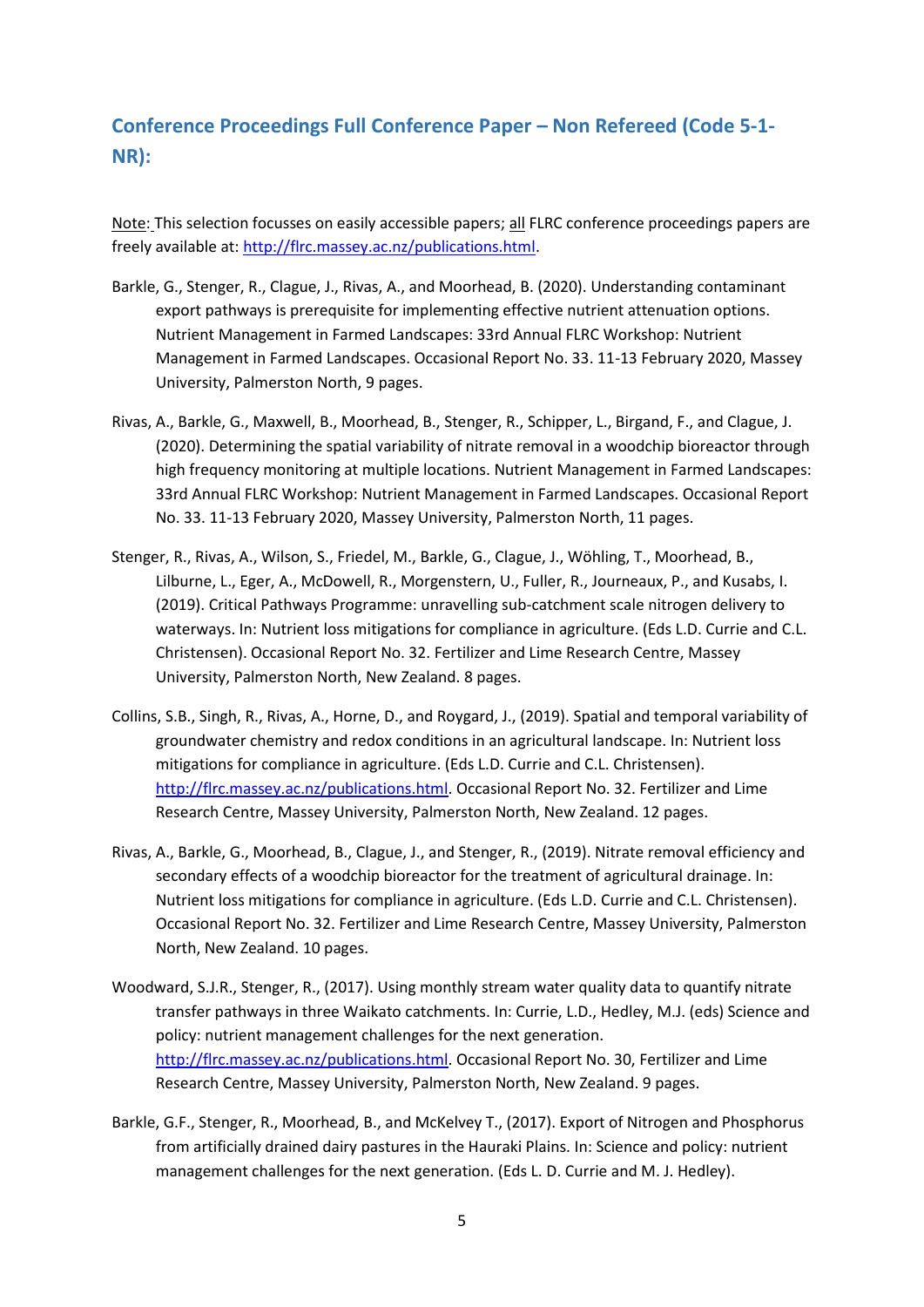## Conference Proceedings Full Conference Paper – Non Refereed (Code 5-1-NR):

Note: This selection focusses on easily accessible papers; all FLRC conference proceedings papers are freely available at: http://flrc.massey.ac.nz/publications.html.

Barkle, G., Stenger, R., Clague, J., Rivas, A., and Moorhead, B. (2020). Understanding contaminant export pathways is prerequisite for implementing effective nutrient attenuation options. Nutrient Management in Farmed Landscapes: 33rd Annual FLRC Workshop: Nutrient Management in Farmed Landscapes. Occasional Report No. 33. 11-13 February 2020, Massey University, Palmerston North, 9 pages.

Rivas, A., Barkle, G., Maxwell, B., Moorhead, B., Stenger, R., Schipper, L., Birgand, F., and Clague, J. (2020). Determining the spatial variability of nitrate removal in a woodchip bioreactor through high frequency monitoring at multiple locations. Nutrient Management in Farmed Landscapes: 33rd Annual FLRC Workshop: Nutrient Management in Farmed Landscapes. Occasional Report No. 33. 11-13 February 2020, Massey University, Palmerston North, 11 pages.

Stenger, R., Rivas, A., Wilson, S., Friedel, M., Barkle, G., Clague, J., Wöhling, T., Moorhead, B., Lilburne, L., Eger, A., McDowell, R., Morgenstern, U., Fuller, R., Journeaux, P., and Kusabs, I. (2019). Critical Pathways Programme: unravelling sub-catchment scale nitrogen delivery to waterways. In: Nutrient loss mitigations for compliance in agriculture. (Eds L.D. Currie and C.L. Christensen). Occasional Report No. 32. Fertilizer and Lime Research Centre, Massey University, Palmerston North, New Zealand. 8 pages.

Collins, S.B., Singh, R., Rivas, A., Horne, D., and Roygard, J., (2019). Spatial and temporal variability of groundwater chemistry and redox conditions in an agricultural landscape. In: Nutrient loss mitigations for compliance in agriculture. (Eds L.D. Currie and C.L. Christensen). http://flrc.massey.ac.nz/publications.html. Occasional Report No. 32. Fertilizer and Lime Research Centre, Massey University, Palmerston North, New Zealand. 12 pages.

Rivas, A., Barkle, G., Moorhead, B., Clague, J., and Stenger, R., (2019). Nitrate removal efficiency and secondary effects of a woodchip bioreactor for the treatment of agricultural drainage. In: Nutrient loss mitigations for compliance in agriculture. (Eds L.D. Currie and C.L. Christensen). Occasional Report No. 32. Fertilizer and Lime Research Centre, Massey University, Palmerston North, New Zealand. 10 pages.

Woodward, S.J.R., Stenger, R., (2017). Using monthly stream water quality data to quantify nitrate transfer pathways in three Waikato catchments. In: Currie, L.D., Hedley, M.J. (eds) Science and policy: nutrient management challenges for the next generation. http://flrc.massey.ac.nz/publications.html. Occasional Report No. 30, Fertilizer and Lime Research Centre, Massey University, Palmerston North, New Zealand. 9 pages.

Barkle, G.F., Stenger, R., Moorhead, B., and McKelvey T., (2017). Export of Nitrogen and Phosphorus from artificially drained dairy pastures in the Hauraki Plains. In: Science and policy: nutrient management challenges for the next generation. (Eds L. D. Currie and M. J. Hedley).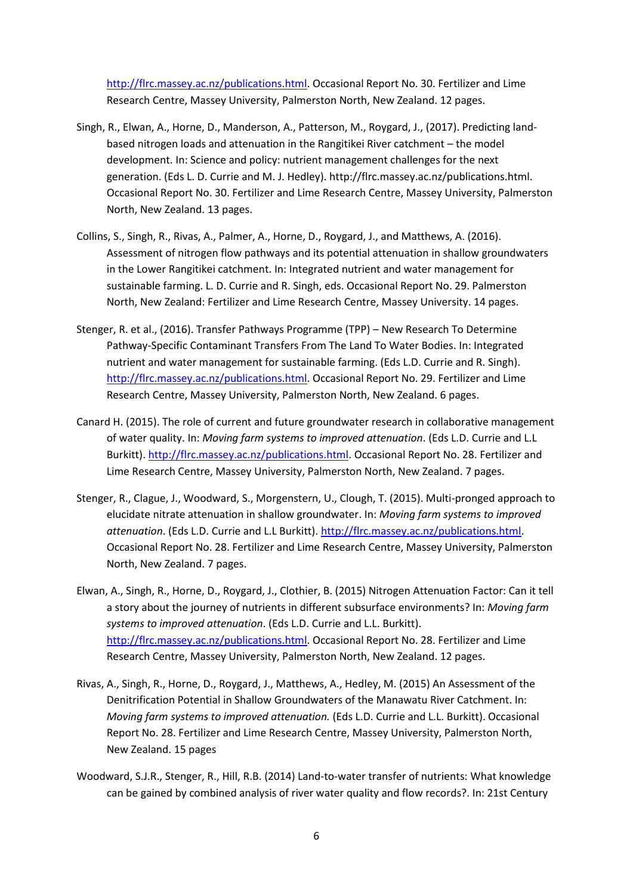http://flrc.massey.ac.nz/publications.html. Occasional Report No. 30. Fertilizer and Lime Research Centre, Massey University, Palmerston North, New Zealand. 12 pages.

Singh, R., Elwan, A., Horne, D., Manderson, A., Patterson, M., Roygard, J., (2017). Predicting land-based nitrogen loads and attenuation in the Rangitikei River catchment – the model development. In: Science and policy: nutrient management challenges for the next generation. (Eds L. D. Currie and M. J. Hedley). http://flrc.massey.ac.nz/publications.html. Occasional Report No. 30. Fertilizer and Lime Research Centre, Massey University, Palmerston North, New Zealand. 13 pages.

Collins, S., Singh, R., Rivas, A., Palmer, A., Horne, D., Roygard, J., and Matthews, A. (2016). Assessment of nitrogen flow pathways and its potential attenuation in shallow groundwaters in the Lower Rangitikei catchment. In: Integrated nutrient and water management for sustainable farming. L. D. Currie and R. Singh, eds. Occasional Report No. 29. Palmerston North, New Zealand: Fertilizer and Lime Research Centre, Massey University. 14 pages.

Stenger, R. et al., (2016). Transfer Pathways Programme (TPP) – New Research To Determine Pathway-Specific Contaminant Transfers From The Land To Water Bodies. In: Integrated nutrient and water management for sustainable farming. (Eds L.D. Currie and R. Singh). http://flrc.massey.ac.nz/publications.html. Occasional Report No. 29. Fertilizer and Lime Research Centre, Massey University, Palmerston North, New Zealand. 6 pages.

Canard H. (2015). The role of current and future groundwater research in collaborative management of water quality. In: *Moving farm systems to improved attenuation*. (Eds L.D. Currie and L.L Burkitt). http://flrc.massey.ac.nz/publications.html. Occasional Report No. 28. Fertilizer and Lime Research Centre, Massey University, Palmerston North, New Zealand. 7 pages.

Stenger, R., Clague, J., Woodward, S., Morgenstern, U., Clough, T. (2015). Multi-pronged approach to elucidate nitrate attenuation in shallow groundwater. In: *Moving farm systems to improved attenuation*. (Eds L.D. Currie and L.L Burkitt). http://flrc.massey.ac.nz/publications.html. Occasional Report No. 28. Fertilizer and Lime Research Centre, Massey University, Palmerston North, New Zealand. 7 pages.

Elwan, A., Singh, R., Horne, D., Roygard, J., Clothier, B. (2015) Nitrogen Attenuation Factor: Can it tell a story about the journey of nutrients in different subsurface environments? In: *Moving farm systems to improved attenuation*. (Eds L.D. Currie and L.L. Burkitt). http://flrc.massey.ac.nz/publications.html. Occasional Report No. 28. Fertilizer and Lime Research Centre, Massey University, Palmerston North, New Zealand. 12 pages.

Rivas, A., Singh, R., Horne, D., Roygard, J., Matthews, A., Hedley, M. (2015) An Assessment of the Denitrification Potential in Shallow Groundwaters of the Manawatu River Catchment. In: *Moving farm systems to improved attenuation.* (Eds L.D. Currie and L.L. Burkitt). Occasional Report No. 28. Fertilizer and Lime Research Centre, Massey University, Palmerston North, New Zealand. 15 pages

Woodward, S.J.R., Stenger, R., Hill, R.B. (2014) Land-to-water transfer of nutrients: What knowledge can be gained by combined analysis of river water quality and flow records?. In: 21st Century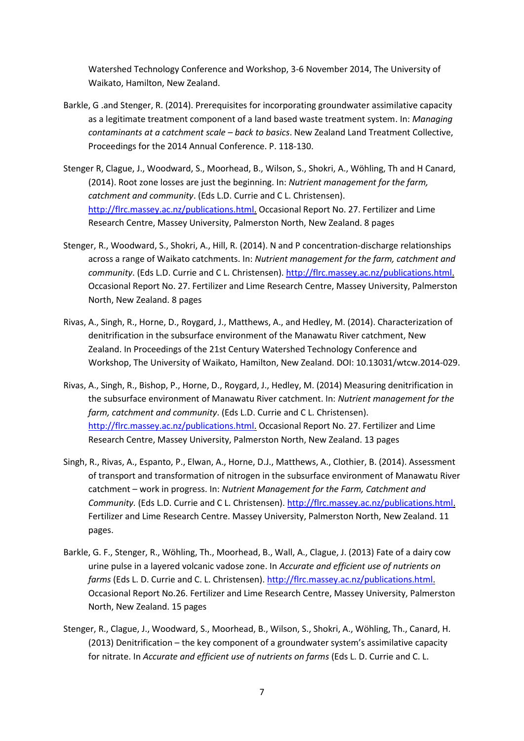Watershed Technology Conference and Workshop, 3-6 November 2014, The University of Waikato, Hamilton, New Zealand.

Barkle, G .and Stenger, R. (2014). Prerequisites for incorporating groundwater assimilative capacity as a legitimate treatment component of a land based waste treatment system. In: *Managing contaminants at a catchment scale – back to basics*. New Zealand Land Treatment Collective, Proceedings for the 2014 Annual Conference. P. 118-130.

Stenger R, Clague, J., Woodward, S., Moorhead, B., Wilson, S., Shokri, A., Wöhling, Th and H Canard, (2014). Root zone losses are just the beginning. In: *Nutrient management for the farm, catchment and community*. (Eds L.D. Currie and C L. Christensen). http://flrc.massey.ac.nz/publications.html. Occasional Report No. 27. Fertilizer and Lime Research Centre, Massey University, Palmerston North, New Zealand. 8 pages

Stenger, R., Woodward, S., Shokri, A., Hill, R. (2014). N and P concentration-discharge relationships across a range of Waikato catchments. In: *Nutrient management for the farm, catchment and community*. (Eds L.D. Currie and C L. Christensen). http://flrc.massey.ac.nz/publications.html. Occasional Report No. 27. Fertilizer and Lime Research Centre, Massey University, Palmerston North, New Zealand. 8 pages

Rivas, A., Singh, R., Horne, D., Roygard, J., Matthews, A., and Hedley, M. (2014). Characterization of denitrification in the subsurface environment of the Manawatu River catchment, New Zealand. In Proceedings of the 21st Century Watershed Technology Conference and Workshop, The University of Waikato, Hamilton, New Zealand. DOI: 10.13031/wtcw.2014-029.

Rivas, A., Singh, R., Bishop, P., Horne, D., Roygard, J., Hedley, M. (2014) Measuring denitrification in the subsurface environment of Manawatu River catchment. In: *Nutrient management for the farm, catchment and community*. (Eds L.D. Currie and C L. Christensen). http://flrc.massey.ac.nz/publications.html. Occasional Report No. 27. Fertilizer and Lime Research Centre, Massey University, Palmerston North, New Zealand. 13 pages

Singh, R., Rivas, A., Espanto, P., Elwan, A., Horne, D.J., Matthews, A., Clothier, B. (2014). Assessment of transport and transformation of nitrogen in the subsurface environment of Manawatu River catchment – work in progress. In: *Nutrient Management for the Farm, Catchment and Community.* (Eds L.D. Currie and C L. Christensen). http://flrc.massey.ac.nz/publications.html. Fertilizer and Lime Research Centre. Massey University, Palmerston North, New Zealand. 11 pages.

Barkle, G. F., Stenger, R., Wöhling, Th., Moorhead, B., Wall, A., Clague, J. (2013) Fate of a dairy cow urine pulse in a layered volcanic vadose zone. In *Accurate and efficient use of nutrients on farms* (Eds L. D. Currie and C. L. Christensen). http://flrc.massey.ac.nz/publications.html. Occasional Report No.26. Fertilizer and Lime Research Centre, Massey University, Palmerston North, New Zealand. 15 pages

Stenger, R., Clague, J., Woodward, S., Moorhead, B., Wilson, S., Shokri, A., Wöhling, Th., Canard, H. (2013) Denitrification – the key component of a groundwater system's assimilative capacity for nitrate. In *Accurate and efficient use of nutrients on farms* (Eds L. D. Currie and C. L.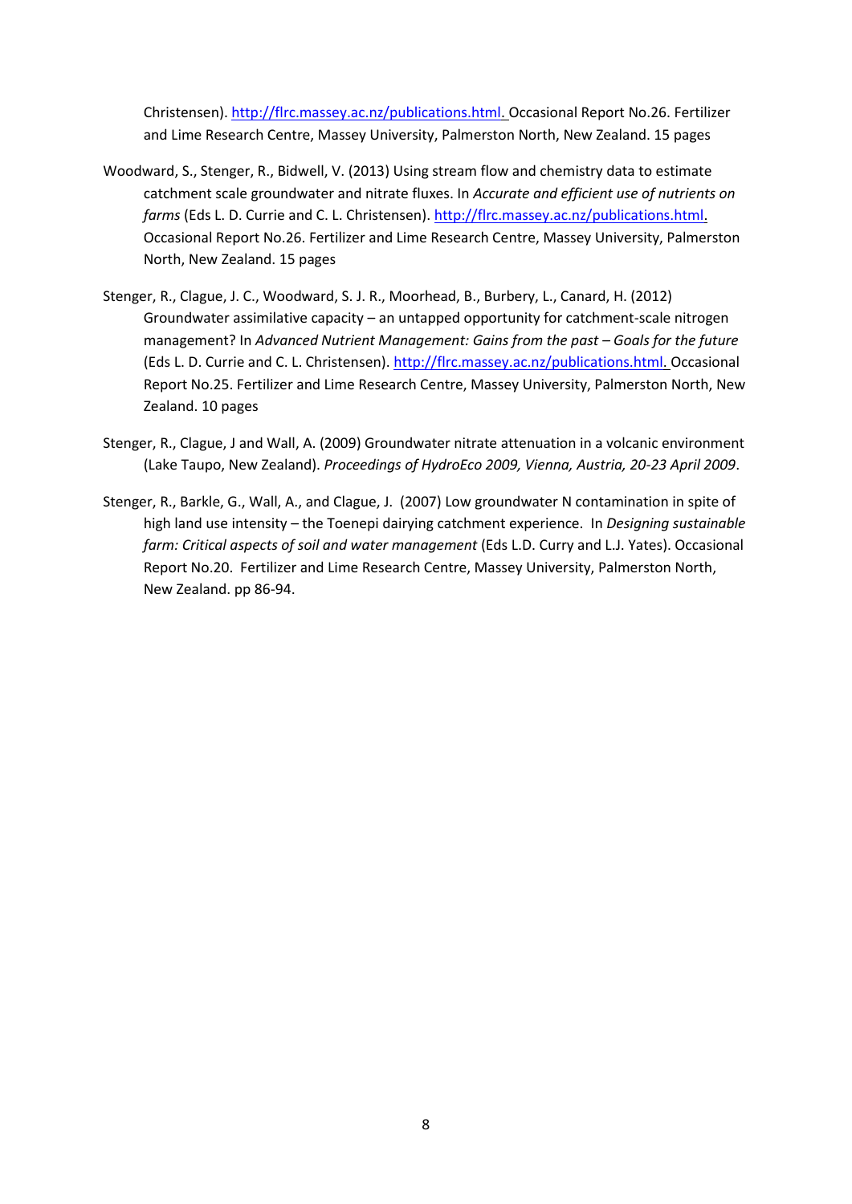Christensen). http://flrc.massey.ac.nz/publications.html. Occasional Report No.26. Fertilizer and Lime Research Centre, Massey University, Palmerston North, New Zealand. 15 pages

Woodward, S., Stenger, R., Bidwell, V. (2013) Using stream flow and chemistry data to estimate catchment scale groundwater and nitrate fluxes. In *Accurate and efficient use of nutrients on farms* (Eds L. D. Currie and C. L. Christensen). http://flrc.massey.ac.nz/publications.html. Occasional Report No.26. Fertilizer and Lime Research Centre, Massey University, Palmerston North, New Zealand. 15 pages

Stenger, R., Clague, J. C., Woodward, S. J. R., Moorhead, B., Burbery, L., Canard, H. (2012) Groundwater assimilative capacity – an untapped opportunity for catchment-scale nitrogen management? In *Advanced Nutrient Management: Gains from the past – Goals for the future* (Eds L. D. Currie and C. L. Christensen). http://flrc.massey.ac.nz/publications.html. Occasional Report No.25. Fertilizer and Lime Research Centre, Massey University, Palmerston North, New Zealand. 10 pages

Stenger, R., Clague, J and Wall, A. (2009) Groundwater nitrate attenuation in a volcanic environment (Lake Taupo, New Zealand). *Proceedings of HydroEco 2009, Vienna, Austria, 20-23 April 2009*.

Stenger, R., Barkle, G., Wall, A., and Clague, J. (2007) Low groundwater N contamination in spite of high land use intensity – the Toenepi dairying catchment experience. In *Designing sustainable farm: Critical aspects of soil and water management* (Eds L.D. Curry and L.J. Yates). Occasional Report No.20. Fertilizer and Lime Research Centre, Massey University, Palmerston North, New Zealand. pp 86-94.